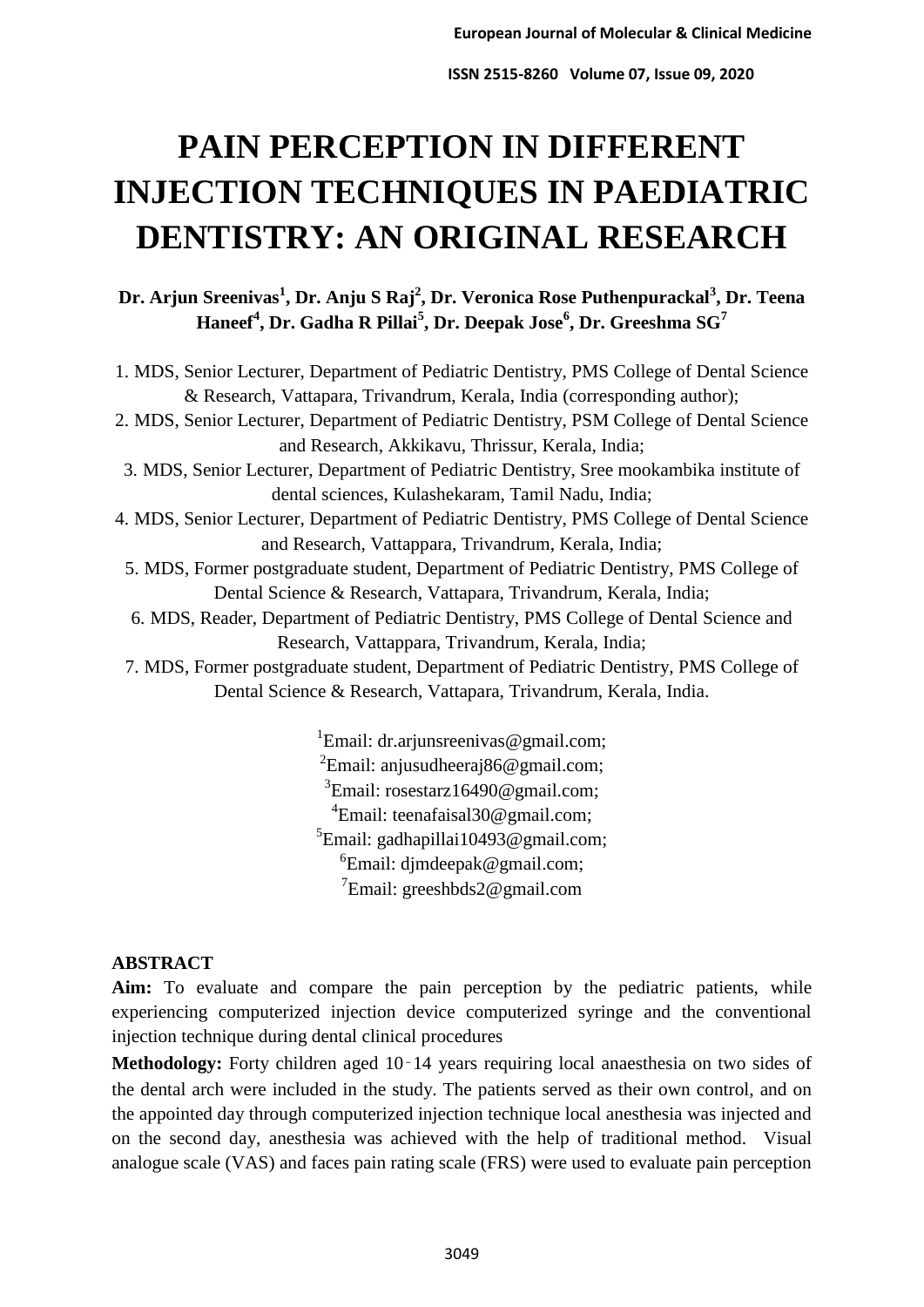# PAIN PERCEPTION IN DIFFERENT INJECTION TECHNIQUES IN PAEDIATRIC DENTISTRY: AN ORIGINAL RESEARCH

**Dr. Arjun Sreenivas[1], Dr. Anju S Raj[2], Dr. Veronica Rose Puthenpurackal[3], Dr. Teena Haneef[4], Dr. Gadha R Pillai[5], Dr. Deepak Jose[6], Dr. Greeshma SG[7]**

1. MDS, Senior Lecturer, Department of Pediatric Dentistry, PMS College of Dental Science & Research, Vattapara, Trivandrum, Kerala, India (corresponding author);
2. MDS, Senior Lecturer, Department of Pediatric Dentistry, PSM College of Dental Science and Research, Akkikavu, Thrissur, Kerala, India;
3. MDS, Senior Lecturer, Department of Pediatric Dentistry, Sree mookambika institute of dental sciences, Kulashekaram, Tamil Nadu, India;
4. MDS, Senior Lecturer, Department of Pediatric Dentistry, PMS College of Dental Science and Research, Vattappara, Trivandrum, Kerala, India;
5. MDS, Former postgraduate student, Department of Pediatric Dentistry, PMS College of Dental Science & Research, Vattapara, Trivandrum, Kerala, India;
6. MDS, Reader, Department of Pediatric Dentistry, PMS College of Dental Science and Research, Vattappara, Trivandrum, Kerala, India;
7. MDS, Former postgraduate student, Department of Pediatric Dentistry, PMS College of Dental Science & Research, Vattapara, Trivandrum, Kerala, India.

[1]Email: dr.arjunsreenivas@gmail.com;
[2]Email: anjusudheeraj86@gmail.com;
[3]Email: rosestarz16490@gmail.com;
[4]Email: teenafaisal30@gmail.com;
[5]Email: gadhapillai10493@gmail.com;
[6]Email: djmdeepak@gmail.com;
[7]Email: greeshbds2@gmail.com

## ABSTRACT

**Aim:** To evaluate and compare the pain perception by the pediatric patients, while experiencing computerized injection device computerized syringe and the conventional injection technique during dental clinical procedures

**Methodology:** Forty children aged 10‑14 years requiring local anaesthesia on two sides of the dental arch were included in the study. The patients served as their own control, and on the appointed day through computerized injection technique local anesthesia was injected and on the second day, anesthesia was achieved with the help of traditional method. Visual analogue scale (VAS) and faces pain rating scale (FRS) were used to evaluate pain perception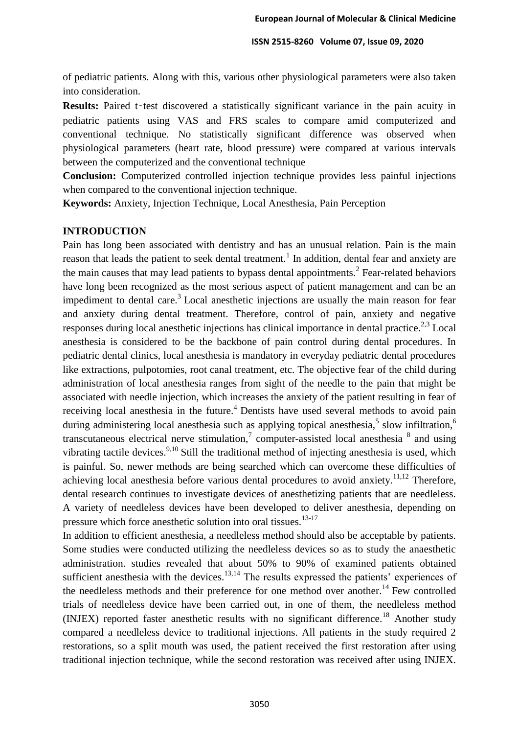of pediatric patients. Along with this, various other physiological parameters were also taken into consideration.

**Results:** Paired t‑test discovered a statistically significant variance in the pain acuity in pediatric patients using VAS and FRS scales to compare amid computerized and conventional technique. No statistically significant difference was observed when physiological parameters (heart rate, blood pressure) were compared at various intervals between the computerized and the conventional technique

**Conclusion:** Computerized controlled injection technique provides less painful injections when compared to the conventional injection technique.

**Keywords:** Anxiety, Injection Technique, Local Anesthesia, Pain Perception

## INTRODUCTION

Pain has long been associated with dentistry and has an unusual relation. Pain is the main reason that leads the patient to seek dental treatment.[1] In addition, dental fear and anxiety are the main causes that may lead patients to bypass dental appointments.[2] Fear-related behaviors have long been recognized as the most serious aspect of patient management and can be an impediment to dental care.[3] Local anesthetic injections are usually the main reason for fear and anxiety during dental treatment. Therefore, control of pain, anxiety and negative responses during local anesthetic injections has clinical importance in dental practice.[2,3] Local anesthesia is considered to be the backbone of pain control during dental procedures. In pediatric dental clinics, local anesthesia is mandatory in everyday pediatric dental procedures like extractions, pulpotomies, root canal treatment, etc. The objective fear of the child during administration of local anesthesia ranges from sight of the needle to the pain that might be associated with needle injection, which increases the anxiety of the patient resulting in fear of receiving local anesthesia in the future.[4] Dentists have used several methods to avoid pain during administering local anesthesia such as applying topical anesthesia,[5] slow infiltration,[6] transcutaneous electrical nerve stimulation,[7] computer-assisted local anesthesia [8] and using vibrating tactile devices.[9,10] Still the traditional method of injecting anesthesia is used, which is painful. So, newer methods are being searched which can overcome these difficulties of achieving local anesthesia before various dental procedures to avoid anxiety.[11,12] Therefore, dental research continues to investigate devices of anesthetizing patients that are needleless. A variety of needleless devices have been developed to deliver anesthesia, depending on pressure which force anesthetic solution into oral tissues.[13-17]

In addition to efficient anesthesia, a needleless method should also be acceptable by patients. Some studies were conducted utilizing the needleless devices so as to study the anaesthetic administration. studies revealed that about 50% to 90% of examined patients obtained sufficient anesthesia with the devices.[13,14] The results expressed the patients' experiences of the needleless methods and their preference for one method over another.[14] Few controlled trials of needleless device have been carried out, in one of them, the needleless method (INJEX) reported faster anesthetic results with no significant difference.[18] Another study compared a needleless device to traditional injections. All patients in the study required 2 restorations, so a split mouth was used, the patient received the first restoration after using traditional injection technique, while the second restoration was received after using INJEX.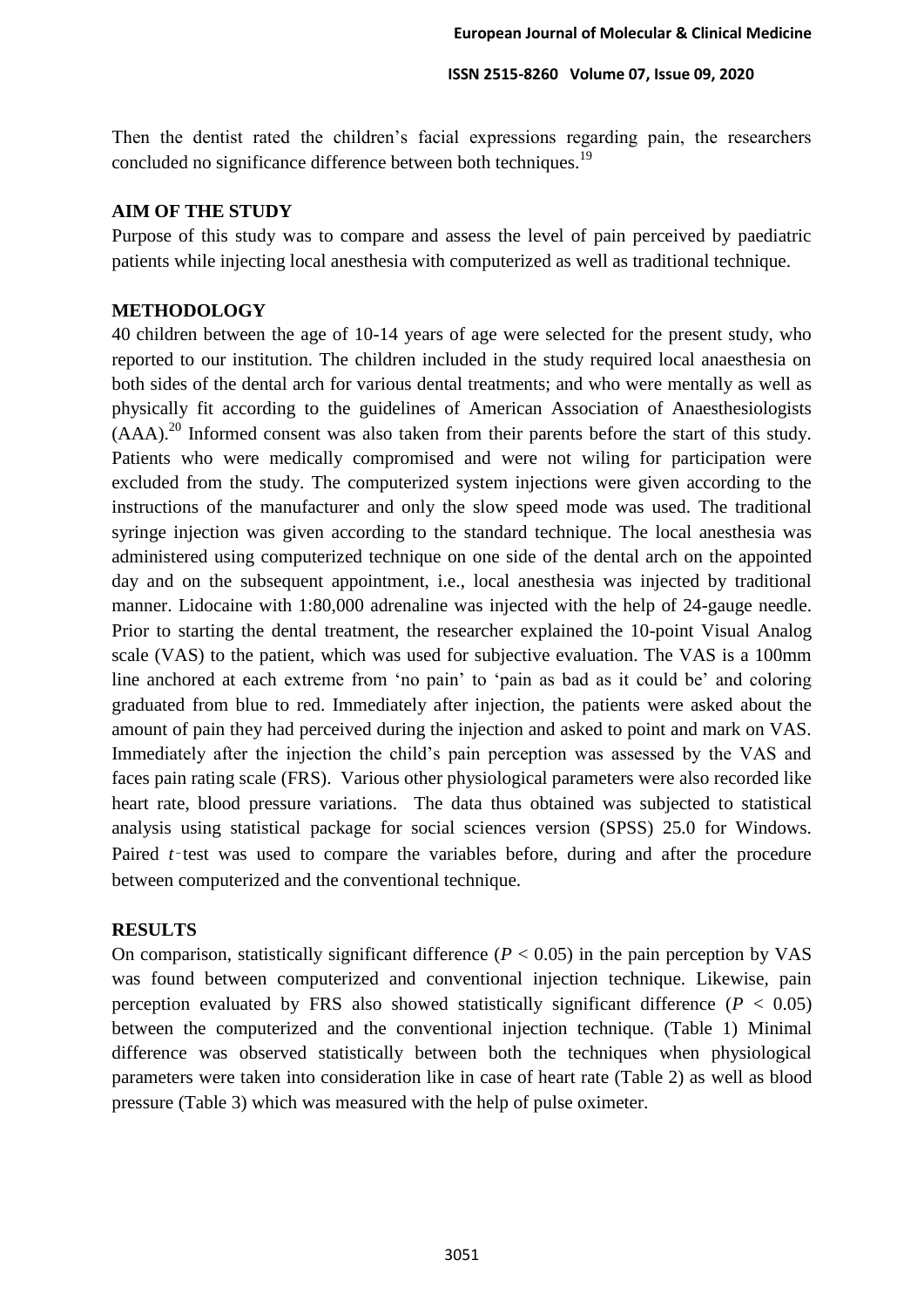Then the dentist rated the children's facial expressions regarding pain, the researchers concluded no significance difference between both techniques.[19]

## AIM OF THE STUDY

Purpose of this study was to compare and assess the level of pain perceived by paediatric patients while injecting local anesthesia with computerized as well as traditional technique.

## METHODOLOGY

40 children between the age of 10-14 years of age were selected for the present study, who reported to our institution. The children included in the study required local anaesthesia on both sides of the dental arch for various dental treatments; and who were mentally as well as physically fit according to the guidelines of American Association of Anaesthesiologists (AAA).[20] Informed consent was also taken from their parents before the start of this study. Patients who were medically compromised and were not wiling for participation were excluded from the study. The computerized system injections were given according to the instructions of the manufacturer and only the slow speed mode was used. The traditional syringe injection was given according to the standard technique. The local anesthesia was administered using computerized technique on one side of the dental arch on the appointed day and on the subsequent appointment, i.e., local anesthesia was injected by traditional manner. Lidocaine with 1:80,000 adrenaline was injected with the help of 24-gauge needle. Prior to starting the dental treatment, the researcher explained the 10-point Visual Analog scale (VAS) to the patient, which was used for subjective evaluation. The VAS is a 100mm line anchored at each extreme from 'no pain' to 'pain as bad as it could be' and coloring graduated from blue to red. Immediately after injection, the patients were asked about the amount of pain they had perceived during the injection and asked to point and mark on VAS. Immediately after the injection the child's pain perception was assessed by the VAS and faces pain rating scale (FRS). Various other physiological parameters were also recorded like heart rate, blood pressure variations. The data thus obtained was subjected to statistical analysis using statistical package for social sciences version (SPSS) 25.0 for Windows. Paired *t*‑test was used to compare the variables before, during and after the procedure between computerized and the conventional technique.

## RESULTS

On comparison, statistically significant difference ($P < 0.05$) in the pain perception by VAS was found between computerized and conventional injection technique. Likewise, pain perception evaluated by FRS also showed statistically significant difference ($P < 0.05$) between the computerized and the conventional injection technique. (Table 1) Minimal difference was observed statistically between both the techniques when physiological parameters were taken into consideration like in case of heart rate (Table 2) as well as blood pressure (Table 3) which was measured with the help of pulse oximeter.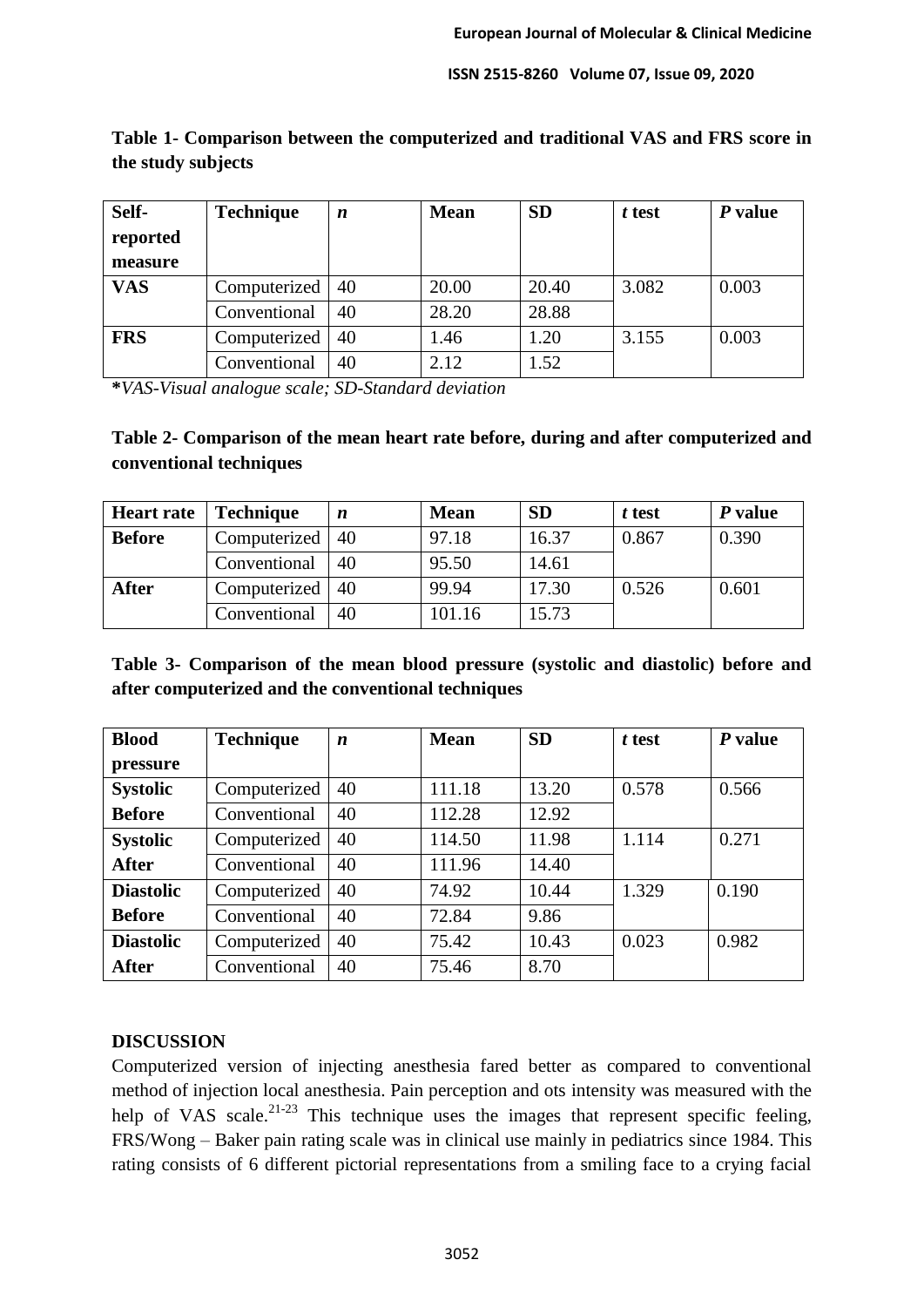**Table 1- Comparison between the computerized and traditional VAS and FRS score in the study subjects**

| Self-reported measure | Technique | *n* | Mean | SD | *t* test | *P* value |
|---|---|---|---|---|---|---|
| **VAS** | Computerized | 40 | 20.00 | 20.40 | 3.082 | 0.003 |
| | Conventional | 40 | 28.20 | 28.88 | | |
| **FRS** | Computerized | 40 | 1.46 | 1.20 | 3.155 | 0.003 |
| | Conventional | 40 | 2.12 | 1.52 | | |

***VAS-Visual analogue scale; SD-Standard deviation*

**Table 2- Comparison of the mean heart rate before, during and after computerized and conventional techniques**

| Heart rate | Technique | *n* | Mean | SD | *t* test | *P* value |
|---|---|---|---|---|---|---|
| **Before** | Computerized | 40 | 97.18 | 16.37 | 0.867 | 0.390 |
| | Conventional | 40 | 95.50 | 14.61 | | |
| **After** | Computerized | 40 | 99.94 | 17.30 | 0.526 | 0.601 |
| | Conventional | 40 | 101.16 | 15.73 | | |

**Table 3- Comparison of the mean blood pressure (systolic and diastolic) before and after computerized and the conventional techniques**

| Blood pressure | Technique | *n* | Mean | SD | *t* test | *P* value |
|---|---|---|---|---|---|---|
| **Systolic Before** | Computerized | 40 | 111.18 | 13.20 | 0.578 | 0.566 |
| | Conventional | 40 | 112.28 | 12.92 | | |
| **Systolic After** | Computerized | 40 | 114.50 | 11.98 | 1.114 | 0.271 |
| | Conventional | 40 | 111.96 | 14.40 | | |
| **Diastolic Before** | Computerized | 40 | 74.92 | 10.44 | 1.329 | 0.190 |
| | Conventional | 40 | 72.84 | 9.86 | | |
| **Diastolic After** | Computerized | 40 | 75.42 | 10.43 | 0.023 | 0.982 |
| | Conventional | 40 | 75.46 | 8.70 | | |

## DISCUSSION

Computerized version of injecting anesthesia fared better as compared to conventional method of injection local anesthesia. Pain perception and ots intensity was measured with the help of VAS scale.[21-23] This technique uses the images that represent specific feeling, FRS/Wong – Baker pain rating scale was in clinical use mainly in pediatrics since 1984. This rating consists of 6 different pictorial representations from a smiling face to a crying facial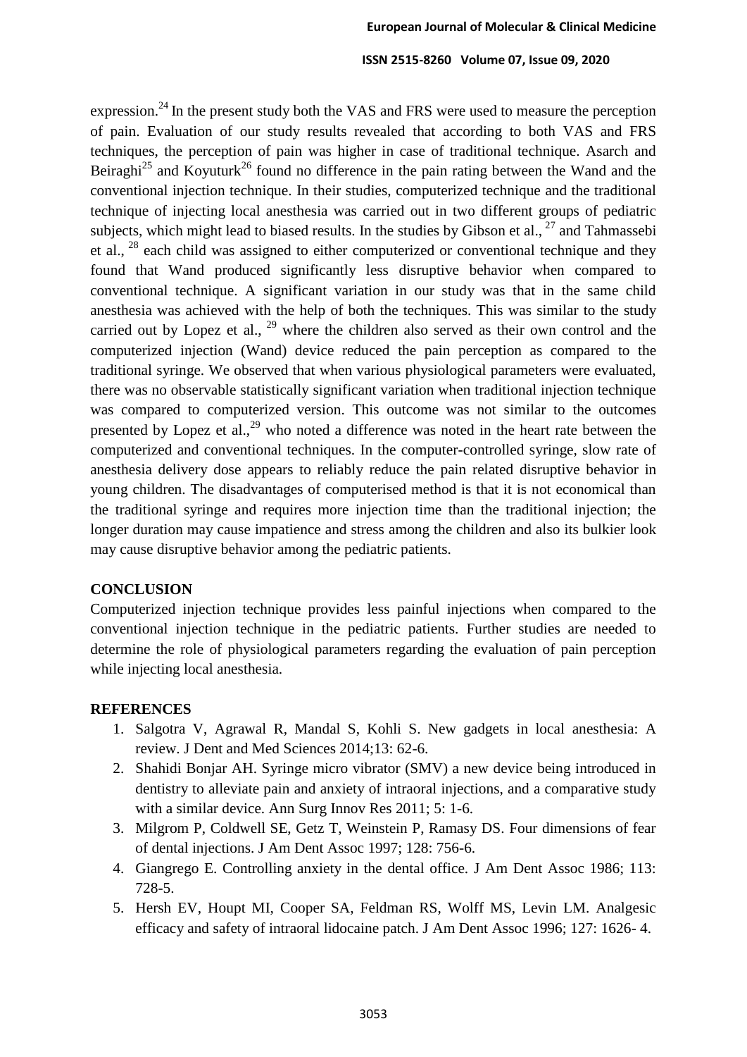expression.[24] In the present study both the VAS and FRS were used to measure the perception of pain. Evaluation of our study results revealed that according to both VAS and FRS techniques, the perception of pain was higher in case of traditional technique. Asarch and Beiraghi[25] and Koyuturk[26] found no difference in the pain rating between the Wand and the conventional injection technique. In their studies, computerized technique and the traditional technique of injecting local anesthesia was carried out in two different groups of pediatric subjects, which might lead to biased results. In the studies by Gibson et al., [27] and Tahmassebi et al., [28] each child was assigned to either computerized or conventional technique and they found that Wand produced significantly less disruptive behavior when compared to conventional technique. A significant variation in our study was that in the same child anesthesia was achieved with the help of both the techniques. This was similar to the study carried out by Lopez et al., [29] where the children also served as their own control and the computerized injection (Wand) device reduced the pain perception as compared to the traditional syringe. We observed that when various physiological parameters were evaluated, there was no observable statistically significant variation when traditional injection technique was compared to computerized version. This outcome was not similar to the outcomes presented by Lopez et al.,[29] who noted a difference was noted in the heart rate between the computerized and conventional techniques. In the computer-controlled syringe, slow rate of anesthesia delivery dose appears to reliably reduce the pain related disruptive behavior in young children. The disadvantages of computerised method is that it is not economical than the traditional syringe and requires more injection time than the traditional injection; the longer duration may cause impatience and stress among the children and also its bulkier look may cause disruptive behavior among the pediatric patients.

## CONCLUSION

Computerized injection technique provides less painful injections when compared to the conventional injection technique in the pediatric patients. Further studies are needed to determine the role of physiological parameters regarding the evaluation of pain perception while injecting local anesthesia.

## REFERENCES

1. Salgotra V, Agrawal R, Mandal S, Kohli S. New gadgets in local anesthesia: A review. J Dent and Med Sciences 2014;13: 62-6.
2. Shahidi Bonjar AH. Syringe micro vibrator (SMV) a new device being introduced in dentistry to alleviate pain and anxiety of intraoral injections, and a comparative study with a similar device. Ann Surg Innov Res 2011; 5: 1-6.
3. Milgrom P, Coldwell SE, Getz T, Weinstein P, Ramasy DS. Four dimensions of fear of dental injections. J Am Dent Assoc 1997; 128: 756-6.
4. Giangrego E. Controlling anxiety in the dental office. J Am Dent Assoc 1986; 113: 728-5.
5. Hersh EV, Houpt MI, Cooper SA, Feldman RS, Wolff MS, Levin LM. Analgesic efficacy and safety of intraoral lidocaine patch. J Am Dent Assoc 1996; 127: 1626- 4.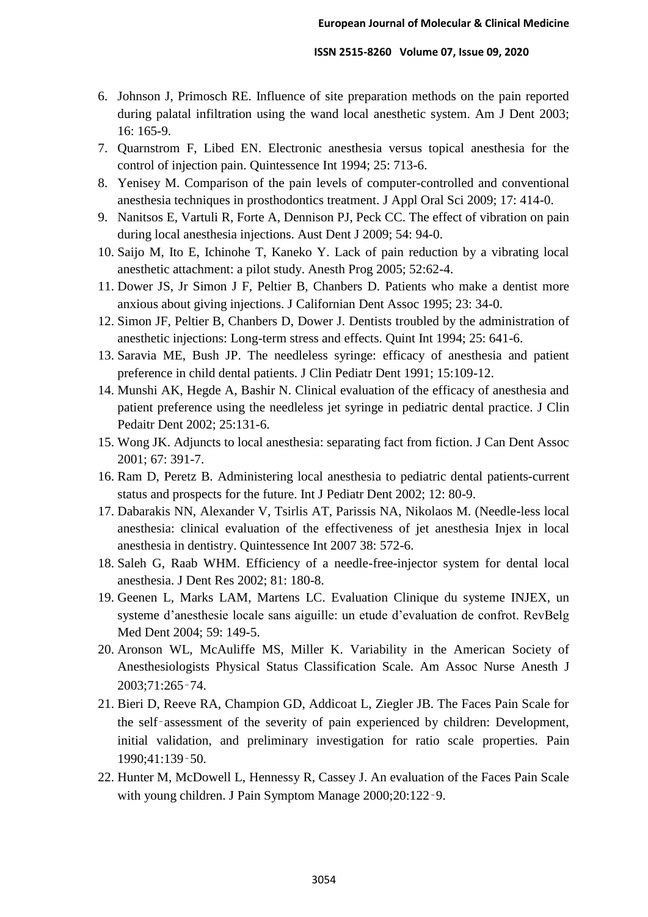6. Johnson J, Primosch RE. Influence of site preparation methods on the pain reported during palatal infiltration using the wand local anesthetic system. Am J Dent 2003; 16: 165-9.
7. Quarnstrom F, Libed EN. Electronic anesthesia versus topical anesthesia for the control of injection pain. Quintessence Int 1994; 25: 713-6.
8. Yenisey M. Comparison of the pain levels of computer-controlled and conventional anesthesia techniques in prosthodontics treatment. J Appl Oral Sci 2009; 17: 414-0.
9. Nanitsos E, Vartuli R, Forte A, Dennison PJ, Peck CC. The effect of vibration on pain during local anesthesia injections. Aust Dent J 2009; 54: 94-0.
10. Saijo M, Ito E, Ichinohe T, Kaneko Y. Lack of pain reduction by a vibrating local anesthetic attachment: a pilot study. Anesth Prog 2005; 52:62-4.
11. Dower JS, Jr Simon J F, Peltier B, Chanbers D. Patients who make a dentist more anxious about giving injections. J Californian Dent Assoc 1995; 23: 34-0.
12. Simon JF, Peltier B, Chanbers D, Dower J. Dentists troubled by the administration of anesthetic injections: Long-term stress and effects. Quint Int 1994; 25: 641-6.
13. Saravia ME, Bush JP. The needleless syringe: efficacy of anesthesia and patient preference in child dental patients. J Clin Pediatr Dent 1991; 15:109-12.
14. Munshi AK, Hegde A, Bashir N. Clinical evaluation of the efficacy of anesthesia and patient preference using the needleless jet syringe in pediatric dental practice. J Clin Pedaitr Dent 2002; 25:131-6.
15. Wong JK. Adjuncts to local anesthesia: separating fact from fiction. J Can Dent Assoc 2001; 67: 391-7.
16. Ram D, Peretz B. Administering local anesthesia to pediatric dental patients-current status and prospects for the future. Int J Pediatr Dent 2002; 12: 80-9.
17. Dabarakis NN, Alexander V, Tsirlis AT, Parissis NA, Nikolaos M. (Needle-less local anesthesia: clinical evaluation of the effectiveness of jet anesthesia Injex in local anesthesia in dentistry. Quintessence Int 2007 38: 572-6.
18. Saleh G, Raab WHM. Efficiency of a needle-free-injector system for dental local anesthesia. J Dent Res 2002; 81: 180-8.
19. Geenen L, Marks LAM, Martens LC. Evaluation Clinique du systeme INJEX, un systeme d'anesthesie locale sans aiguille: un etude d'evaluation de confrot. RevBelg Med Dent 2004; 59: 149-5.
20. Aronson WL, McAuliffe MS, Miller K. Variability in the American Society of Anesthesiologists Physical Status Classification Scale. Am Assoc Nurse Anesth J 2003;71:265‑74.
21. Bieri D, Reeve RA, Champion GD, Addicoat L, Ziegler JB. The Faces Pain Scale for the self‑assessment of the severity of pain experienced by children: Development, initial validation, and preliminary investigation for ratio scale properties. Pain 1990;41:139‑50.
22. Hunter M, McDowell L, Hennessy R, Cassey J. An evaluation of the Faces Pain Scale with young children. J Pain Symptom Manage 2000;20:122‑9.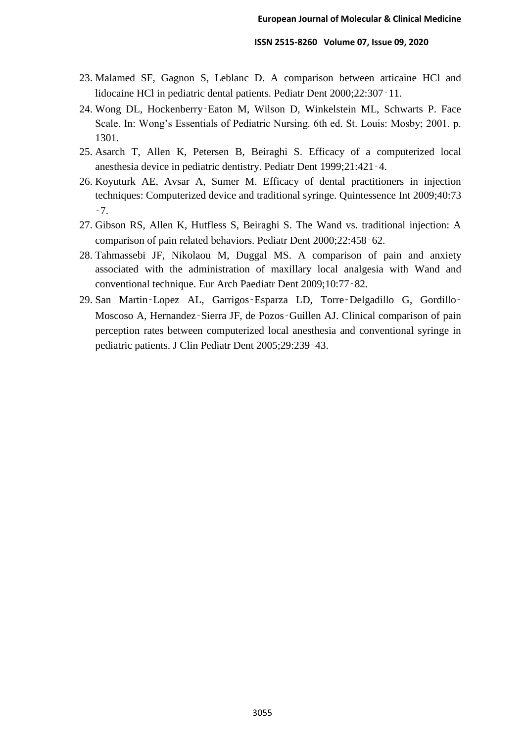23. Malamed SF, Gagnon S, Leblanc D. A comparison between articaine HCl and lidocaine HCl in pediatric dental patients. Pediatr Dent 2000;22:307‑11.
24. Wong DL, Hockenberry‑Eaton M, Wilson D, Winkelstein ML, Schwarts P. Face Scale. In: Wong's Essentials of Pediatric Nursing. 6th ed. St. Louis: Mosby; 2001. p. 1301.
25. Asarch T, Allen K, Petersen B, Beiraghi S. Efficacy of a computerized local anesthesia device in pediatric dentistry. Pediatr Dent 1999;21:421‑4.
26. Koyuturk AE, Avsar A, Sumer M. Efficacy of dental practitioners in injection techniques: Computerized device and traditional syringe. Quintessence Int 2009;40:73‑7.
27. Gibson RS, Allen K, Hutfless S, Beiraghi S. The Wand vs. traditional injection: A comparison of pain related behaviors. Pediatr Dent 2000;22:458‑62.
28. Tahmassebi JF, Nikolaou M, Duggal MS. A comparison of pain and anxiety associated with the administration of maxillary local analgesia with Wand and conventional technique. Eur Arch Paediatr Dent 2009;10:77‑82.
29. San Martin‑Lopez AL, Garrigos‑Esparza LD, Torre‑Delgadillo G, Gordillo‑Moscoso A, Hernandez‑Sierra JF, de Pozos‑Guillen AJ. Clinical comparison of pain perception rates between computerized local anesthesia and conventional syringe in pediatric patients. J Clin Pediatr Dent 2005;29:239‑43.